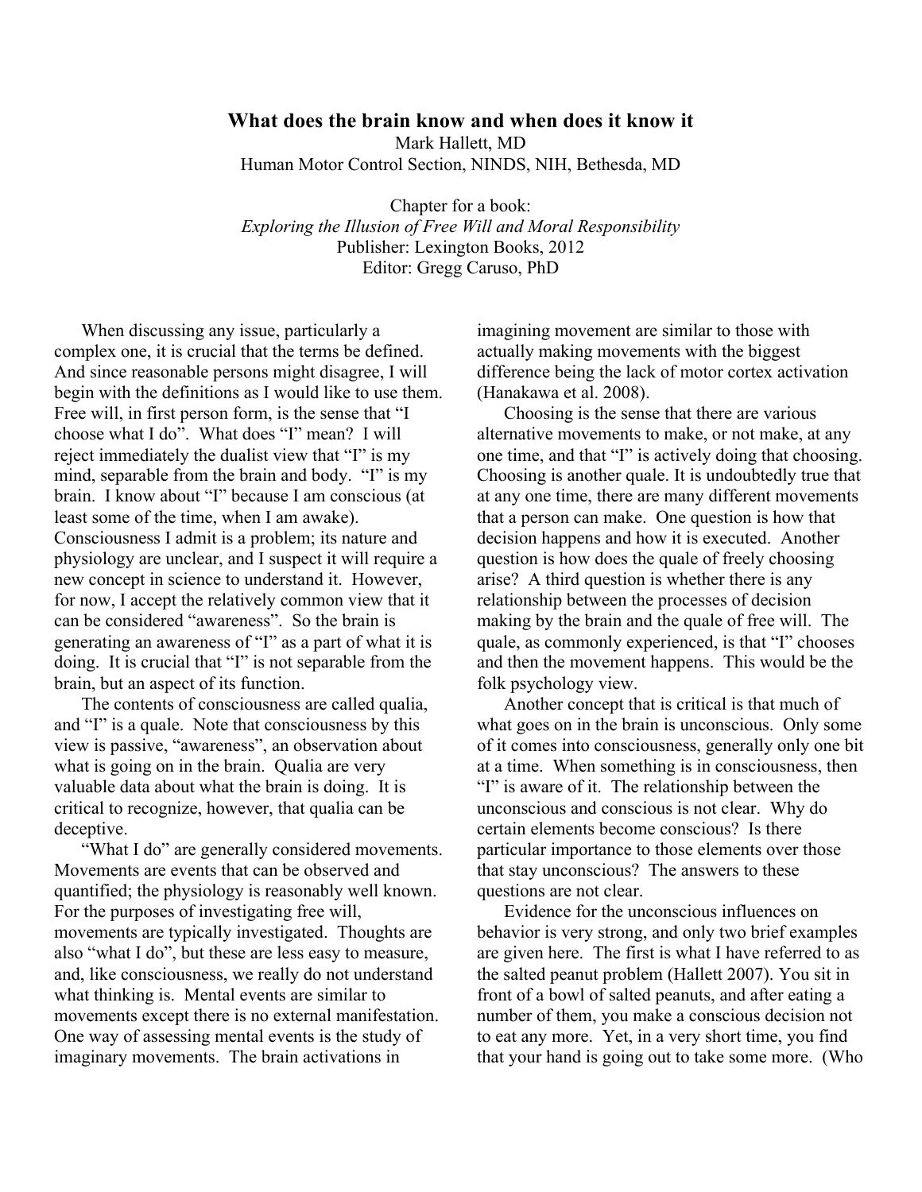# What does the brain know and when does it know it

Mark Hallett, MD
Human Motor Control Section, NINDS, NIH, Bethesda, MD

Chapter for a book:
*Exploring the Illusion of Free Will and Moral Responsibility*
Publisher: Lexington Books, 2012
Editor: Gregg Caruso, PhD

When discussing any issue, particularly a complex one, it is crucial that the terms be defined. And since reasonable persons might disagree, I will begin with the definitions as I would like to use them. Free will, in first person form, is the sense that "I choose what I do". What does "I" mean? I will reject immediately the dualist view that "I" is my mind, separable from the brain and body. "I" is my brain. I know about "I" because I am conscious (at least some of the time, when I am awake). Consciousness I admit is a problem; its nature and physiology are unclear, and I suspect it will require a new concept in science to understand it. However, for now, I accept the relatively common view that it can be considered "awareness". So the brain is generating an awareness of "I" as a part of what it is doing. It is crucial that "I" is not separable from the brain, but an aspect of its function.

The contents of consciousness are called qualia, and "I" is a quale. Note that consciousness by this view is passive, "awareness", an observation about what is going on in the brain. Qualia are very valuable data about what the brain is doing. It is critical to recognize, however, that qualia can be deceptive.

"What I do" are generally considered movements. Movements are events that can be observed and quantified; the physiology is reasonably well known. For the purposes of investigating free will, movements are typically investigated. Thoughts are also "what I do", but these are less easy to measure, and, like consciousness, we really do not understand what thinking is. Mental events are similar to movements except there is no external manifestation. One way of assessing mental events is the study of imaginary movements. The brain activations in imagining movement are similar to those with actually making movements with the biggest difference being the lack of motor cortex activation (Hanakawa et al. 2008).

Choosing is the sense that there are various alternative movements to make, or not make, at any one time, and that "I" is actively doing that choosing. Choosing is another quale. It is undoubtedly true that at any one time, there are many different movements that a person can make. One question is how that decision happens and how it is executed. Another question is how does the quale of freely choosing arise? A third question is whether there is any relationship between the processes of decision making by the brain and the quale of free will. The quale, as commonly experienced, is that "I" chooses and then the movement happens. This would be the folk psychology view.

Another concept that is critical is that much of what goes on in the brain is unconscious. Only some of it comes into consciousness, generally only one bit at a time. When something is in consciousness, then "I" is aware of it. The relationship between the unconscious and conscious is not clear. Why do certain elements become conscious? Is there particular importance to those elements over those that stay unconscious? The answers to these questions are not clear.

Evidence for the unconscious influences on behavior is very strong, and only two brief examples are given here. The first is what I have referred to as the salted peanut problem (Hallett 2007). You sit in front of a bowl of salted peanuts, and after eating a number of them, you make a conscious decision not to eat any more. Yet, in a very short time, you find that your hand is going out to take some more. (Who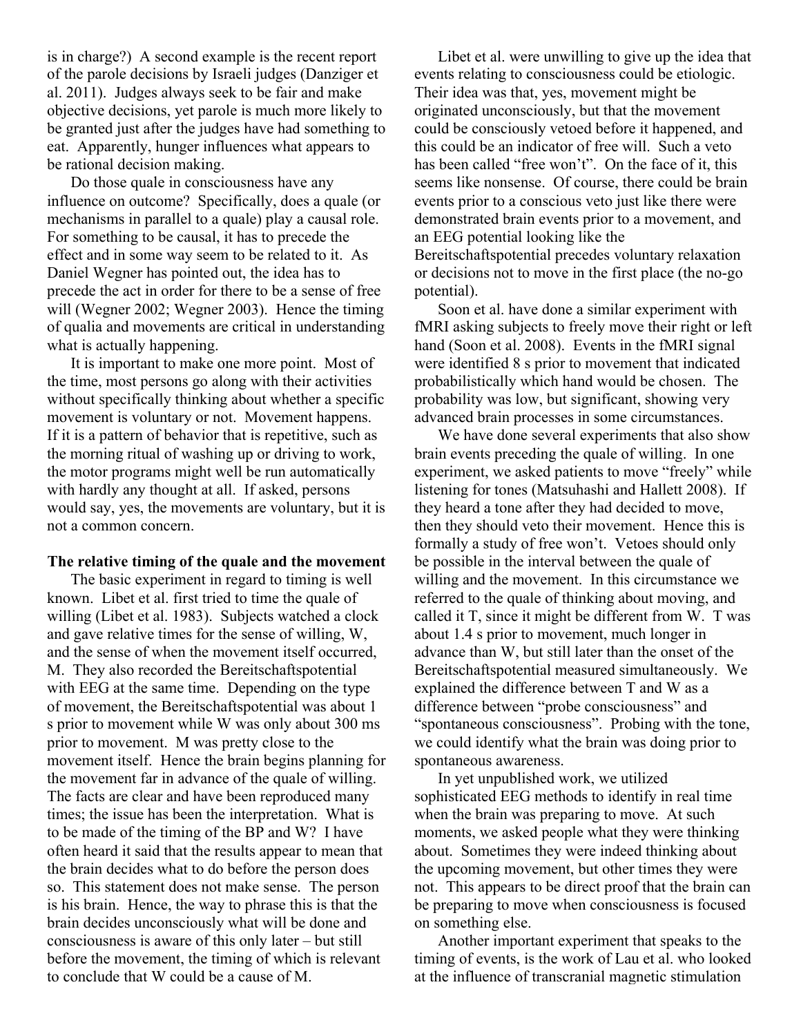is in charge?) A second example is the recent report of the parole decisions by Israeli judges (Danziger et al. 2011). Judges always seek to be fair and make objective decisions, yet parole is much more likely to be granted just after the judges have had something to eat. Apparently, hunger influences what appears to be rational decision making.

Do those quale in consciousness have any influence on outcome? Specifically, does a quale (or mechanisms in parallel to a quale) play a causal role. For something to be causal, it has to precede the effect and in some way seem to be related to it. As Daniel Wegner has pointed out, the idea has to precede the act in order for there to be a sense of free will (Wegner 2002; Wegner 2003). Hence the timing of qualia and movements are critical in understanding what is actually happening.

It is important to make one more point. Most of the time, most persons go along with their activities without specifically thinking about whether a specific movement is voluntary or not. Movement happens. If it is a pattern of behavior that is repetitive, such as the morning ritual of washing up or driving to work, the motor programs might well be run automatically with hardly any thought at all. If asked, persons would say, yes, the movements are voluntary, but it is not a common concern.

**The relative timing of the quale and the movement**

The basic experiment in regard to timing is well known. Libet et al. first tried to time the quale of willing (Libet et al. 1983). Subjects watched a clock and gave relative times for the sense of willing, W, and the sense of when the movement itself occurred, M. They also recorded the Bereitschaftspotential with EEG at the same time. Depending on the type of movement, the Bereitschaftspotential was about 1 s prior to movement while W was only about 300 ms prior to movement. M was pretty close to the movement itself. Hence the brain begins planning for the movement far in advance of the quale of willing. The facts are clear and have been reproduced many times; the issue has been the interpretation. What is to be made of the timing of the BP and W? I have often heard it said that the results appear to mean that the brain decides what to do before the person does so. This statement does not make sense. The person is his brain. Hence, the way to phrase this is that the brain decides unconsciously what will be done and consciousness is aware of this only later – but still before the movement, the timing of which is relevant to conclude that W could be a cause of M.

Libet et al. were unwilling to give up the idea that events relating to consciousness could be etiologic. Their idea was that, yes, movement might be originated unconsciously, but that the movement could be consciously vetoed before it happened, and this could be an indicator of free will. Such a veto has been called "free won't". On the face of it, this seems like nonsense. Of course, there could be brain events prior to a conscious veto just like there were demonstrated brain events prior to a movement, and an EEG potential looking like the Bereitschaftspotential precedes voluntary relaxation or decisions not to move in the first place (the no-go potential).

Soon et al. have done a similar experiment with fMRI asking subjects to freely move their right or left hand (Soon et al. 2008). Events in the fMRI signal were identified 8 s prior to movement that indicated probabilistically which hand would be chosen. The probability was low, but significant, showing very advanced brain processes in some circumstances.

We have done several experiments that also show brain events preceding the quale of willing. In one experiment, we asked patients to move "freely" while listening for tones (Matsuhashi and Hallett 2008). If they heard a tone after they had decided to move, then they should veto their movement. Hence this is formally a study of free won't. Vetoes should only be possible in the interval between the quale of willing and the movement. In this circumstance we referred to the quale of thinking about moving, and called it T, since it might be different from W. T was about 1.4 s prior to movement, much longer in advance than W, but still later than the onset of the Bereitschaftspotential measured simultaneously. We explained the difference between T and W as a difference between "probe consciousness" and "spontaneous consciousness". Probing with the tone, we could identify what the brain was doing prior to spontaneous awareness.

In yet unpublished work, we utilized sophisticated EEG methods to identify in real time when the brain was preparing to move. At such moments, we asked people what they were thinking about. Sometimes they were indeed thinking about the upcoming movement, but other times they were not. This appears to be direct proof that the brain can be preparing to move when consciousness is focused on something else.

Another important experiment that speaks to the timing of events, is the work of Lau et al. who looked at the influence of transcranial magnetic stimulation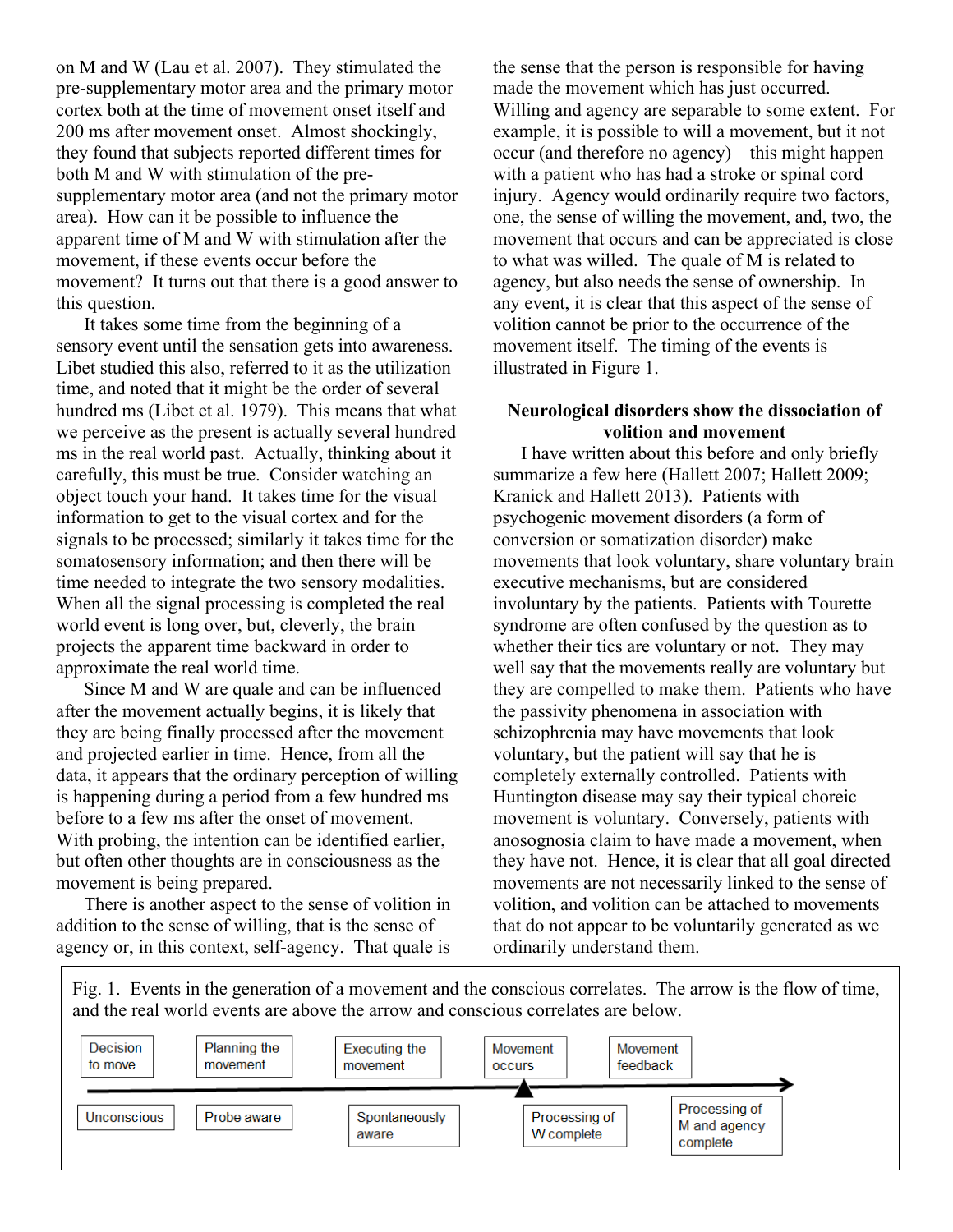on M and W (Lau et al. 2007). They stimulated the pre-supplementary motor area and the primary motor cortex both at the time of movement onset itself and 200 ms after movement onset. Almost shockingly, they found that subjects reported different times for both M and W with stimulation of the pre-supplementary motor area (and not the primary motor area). How can it be possible to influence the apparent time of M and W with stimulation after the movement, if these events occur before the movement? It turns out that there is a good answer to this question.

It takes some time from the beginning of a sensory event until the sensation gets into awareness. Libet studied this also, referred to it as the utilization time, and noted that it might be the order of several hundred ms (Libet et al. 1979). This means that what we perceive as the present is actually several hundred ms in the real world past. Actually, thinking about it carefully, this must be true. Consider watching an object touch your hand. It takes time for the visual information to get to the visual cortex and for the signals to be processed; similarly it takes time for the somatosensory information; and then there will be time needed to integrate the two sensory modalities. When all the signal processing is completed the real world event is long over, but, cleverly, the brain projects the apparent time backward in order to approximate the real world time.

Since M and W are quale and can be influenced after the movement actually begins, it is likely that they are being finally processed after the movement and projected earlier in time. Hence, from all the data, it appears that the ordinary perception of willing is happening during a period from a few hundred ms before to a few ms after the onset of movement. With probing, the intention can be identified earlier, but often other thoughts are in consciousness as the movement is being prepared.

There is another aspect to the sense of volition in addition to the sense of willing, that is the sense of agency or, in this context, self-agency. That quale is the sense that the person is responsible for having made the movement which has just occurred. Willing and agency are separable to some extent. For example, it is possible to will a movement, but it not occur (and therefore no agency)—this might happen with a patient who has had a stroke or spinal cord injury. Agency would ordinarily require two factors, one, the sense of willing the movement, and, two, the movement that occurs and can be appreciated is close to what was willed. The quale of M is related to agency, but also needs the sense of ownership. In any event, it is clear that this aspect of the sense of volition cannot be prior to the occurrence of the movement itself. The timing of the events is illustrated in Figure 1.

## Neurological disorders show the dissociation of volition and movement

I have written about this before and only briefly summarize a few here (Hallett 2007; Hallett 2009; Kranick and Hallett 2013). Patients with psychogenic movement disorders (a form of conversion or somatization disorder) make movements that look voluntary, share voluntary brain executive mechanisms, but are considered involuntary by the patients. Patients with Tourette syndrome are often confused by the question as to whether their tics are voluntary or not. They may well say that the movements really are voluntary but they are compelled to make them. Patients who have the passivity phenomena in association with schizophrenia may have movements that look voluntary, but the patient will say that he is completely externally controlled. Patients with Huntington disease may say their typical choreic movement is voluntary. Conversely, patients with anosognosia claim to have made a movement, when they have not. Hence, it is clear that all goal directed movements are not necessarily linked to the sense of volition, and volition can be attached to movements that do not appear to be voluntarily generated as we ordinarily understand them.

Fig. 1. Events in the generation of a movement and the conscious correlates. The arrow is the flow of time, and the real world events are above the arrow and conscious correlates are below.

| Decision to move | Planning the movement | Executing the movement | Movement occurs | Movement feedback |
|---|---|---|---|---|
| Unconscious | Probe aware | Spontaneously aware | Processing of W complete | Processing of M and agency complete |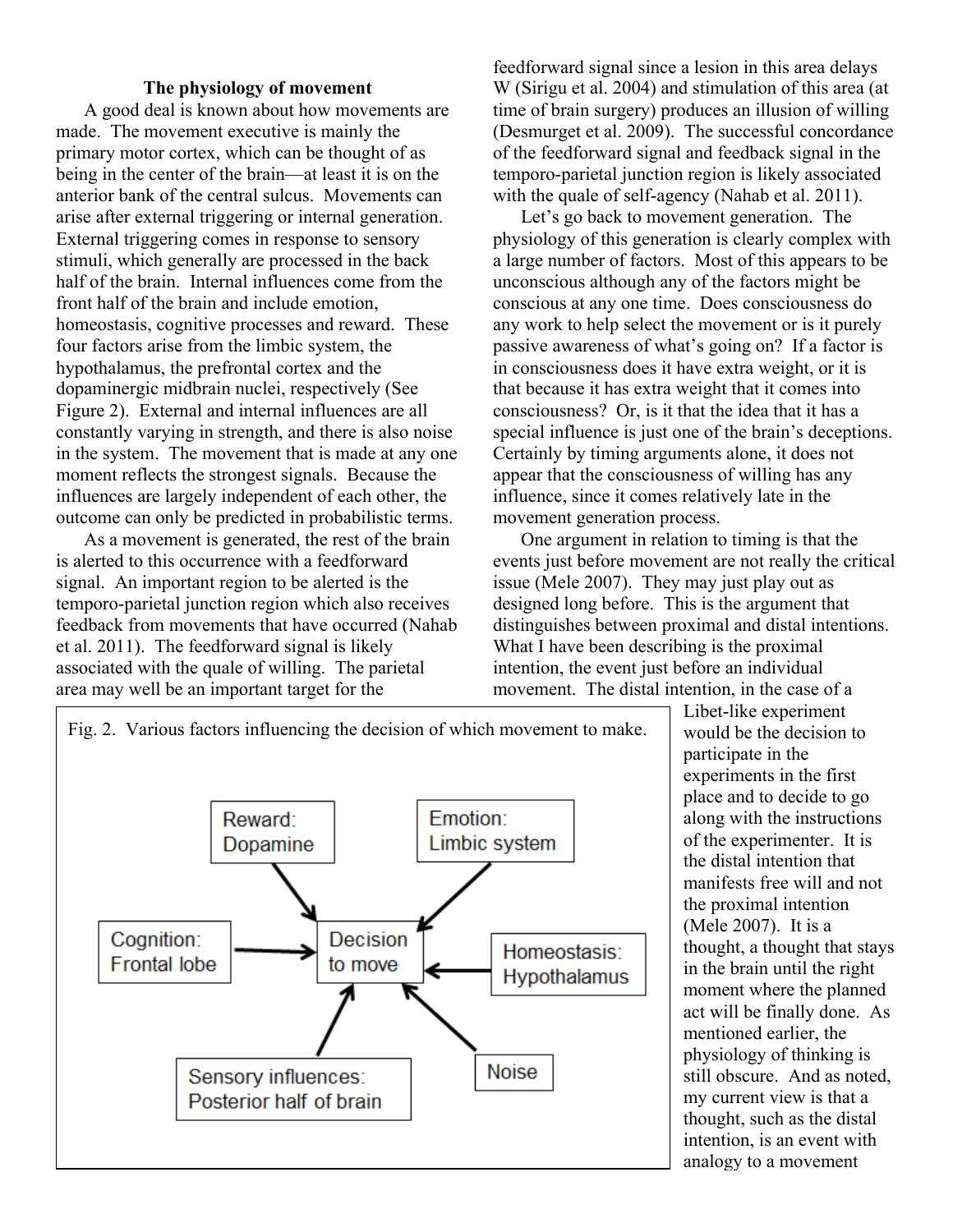### The physiology of movement

A good deal is known about how movements are made. The movement executive is mainly the primary motor cortex, which can be thought of as being in the center of the brain—at least it is on the anterior bank of the central sulcus. Movements can arise after external triggering or internal generation. External triggering comes in response to sensory stimuli, which generally are processed in the back half of the brain. Internal influences come from the front half of the brain and include emotion, homeostasis, cognitive processes and reward. These four factors arise from the limbic system, the hypothalamus, the prefrontal cortex and the dopaminergic midbrain nuclei, respectively (See Figure 2). External and internal influences are all constantly varying in strength, and there is also noise in the system. The movement that is made at any one moment reflects the strongest signals. Because the influences are largely independent of each other, the outcome can only be predicted in probabilistic terms.

As a movement is generated, the rest of the brain is alerted to this occurrence with a feedforward signal. An important region to be alerted is the temporo-parietal junction region which also receives feedback from movements that have occurred (Nahab et al. 2011). The feedforward signal is likely associated with the quale of willing. The parietal area may well be an important target for the feedforward signal since a lesion in this area delays W (Sirigu et al. 2004) and stimulation of this area (at time of brain surgery) produces an illusion of willing (Desmurget et al. 2009). The successful concordance of the feedforward signal and feedback signal in the temporo-parietal junction region is likely associated with the quale of self-agency (Nahab et al. 2011).

Let's go back to movement generation. The physiology of this generation is clearly complex with a large number of factors. Most of this appears to be unconscious although any of the factors might be conscious at any one time. Does consciousness do any work to help select the movement or is it purely passive awareness of what's going on? If a factor is in consciousness does it have extra weight, or it is that because it has extra weight that it comes into consciousness? Or, is it that the idea that it has a special influence is just one of the brain's deceptions. Certainly by timing arguments alone, it does not appear that the consciousness of willing has any influence, since it comes relatively late in the movement generation process.

One argument in relation to timing is that the events just before movement are not really the critical issue (Mele 2007). They may just play out as designed long before. This is the argument that distinguishes between proximal and distal intentions. What I have been describing is the proximal intention, the event just before an individual movement. The distal intention, in the case of a Libet-like experiment would be the decision to participate in the experiments in the first place and to decide to go along with the instructions of the experimenter. It is the distal intention that manifests free will and not the proximal intention (Mele 2007). It is a thought, a thought that stays in the brain until the right moment where the planned act will be finally done. As mentioned earlier, the physiology of thinking is still obscure. And as noted, my current view is that a thought, such as the distal intention, is an event with analogy to a movement

Fig. 2. Various factors influencing the decision of which movement to make.

Reward: Dopamine → Decision to move
Emotion: Limbic system → Decision to move
Cognition: Frontal lobe → Decision to move
Homeostasis: Hypothalamus → Decision to move
Sensory influences: Posterior half of brain → Decision to move
Noise → Decision to move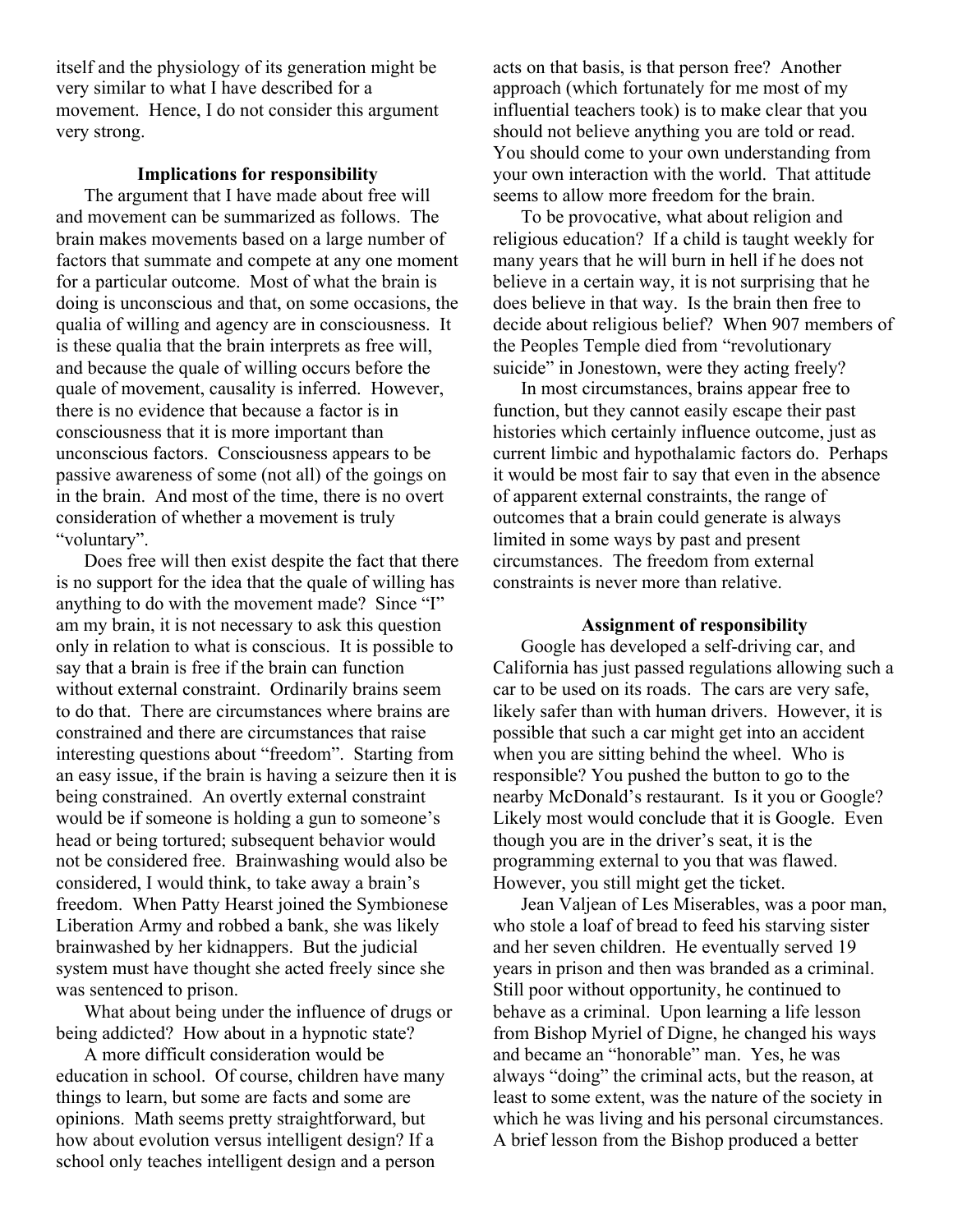itself and the physiology of its generation might be very similar to what I have described for a movement. Hence, I do not consider this argument very strong.

### Implications for responsibility

The argument that I have made about free will and movement can be summarized as follows. The brain makes movements based on a large number of factors that summate and compete at any one moment for a particular outcome. Most of what the brain is doing is unconscious and that, on some occasions, the qualia of willing and agency are in consciousness. It is these qualia that the brain interprets as free will, and because the quale of willing occurs before the quale of movement, causality is inferred. However, there is no evidence that because a factor is in consciousness that it is more important than unconscious factors. Consciousness appears to be passive awareness of some (not all) of the goings on in the brain. And most of the time, there is no overt consideration of whether a movement is truly "voluntary".

Does free will then exist despite the fact that there is no support for the idea that the quale of willing has anything to do with the movement made? Since "I" am my brain, it is not necessary to ask this question only in relation to what is conscious. It is possible to say that a brain is free if the brain can function without external constraint. Ordinarily brains seem to do that. There are circumstances where brains are constrained and there are circumstances that raise interesting questions about "freedom". Starting from an easy issue, if the brain is having a seizure then it is being constrained. An overtly external constraint would be if someone is holding a gun to someone's head or being tortured; subsequent behavior would not be considered free. Brainwashing would also be considered, I would think, to take away a brain's freedom. When Patty Hearst joined the Symbionese Liberation Army and robbed a bank, she was likely brainwashed by her kidnappers. But the judicial system must have thought she acted freely since she was sentenced to prison.

What about being under the influence of drugs or being addicted? How about in a hypnotic state?

A more difficult consideration would be education in school. Of course, children have many things to learn, but some are facts and some are opinions. Math seems pretty straightforward, but how about evolution versus intelligent design? If a school only teaches intelligent design and a person acts on that basis, is that person free? Another approach (which fortunately for me most of my influential teachers took) is to make clear that you should not believe anything you are told or read. You should come to your own understanding from your own interaction with the world. That attitude seems to allow more freedom for the brain.

To be provocative, what about religion and religious education? If a child is taught weekly for many years that he will burn in hell if he does not believe in a certain way, it is not surprising that he does believe in that way. Is the brain then free to decide about religious belief? When 907 members of the Peoples Temple died from "revolutionary suicide" in Jonestown, were they acting freely?

In most circumstances, brains appear free to function, but they cannot easily escape their past histories which certainly influence outcome, just as current limbic and hypothalamic factors do. Perhaps it would be most fair to say that even in the absence of apparent external constraints, the range of outcomes that a brain could generate is always limited in some ways by past and present circumstances. The freedom from external constraints is never more than relative.

### Assignment of responsibility

Google has developed a self-driving car, and California has just passed regulations allowing such a car to be used on its roads. The cars are very safe, likely safer than with human drivers. However, it is possible that such a car might get into an accident when you are sitting behind the wheel. Who is responsible? You pushed the button to go to the nearby McDonald's restaurant. Is it you or Google? Likely most would conclude that it is Google. Even though you are in the driver's seat, it is the programming external to you that was flawed. However, you still might get the ticket.

Jean Valjean of Les Miserables, was a poor man, who stole a loaf of bread to feed his starving sister and her seven children. He eventually served 19 years in prison and then was branded as a criminal. Still poor without opportunity, he continued to behave as a criminal. Upon learning a life lesson from Bishop Myriel of Digne, he changed his ways and became an "honorable" man. Yes, he was always "doing" the criminal acts, but the reason, at least to some extent, was the nature of the society in which he was living and his personal circumstances. A brief lesson from the Bishop produced a better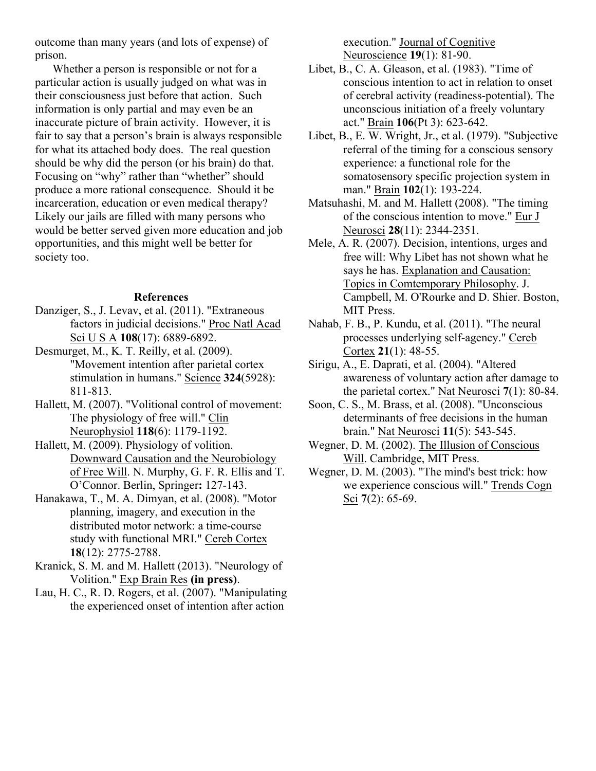outcome than many years (and lots of expense) of prison.

Whether a person is responsible or not for a particular action is usually judged on what was in their consciousness just before that action. Such information is only partial and may even be an inaccurate picture of brain activity. However, it is fair to say that a person's brain is always responsible for what its attached body does. The real question should be why did the person (or his brain) do that. Focusing on "why" rather than "whether" should produce a more rational consequence. Should it be incarceration, education or even medical therapy? Likely our jails are filled with many persons who would be better served given more education and job opportunities, and this might well be better for society too.

## References

Danziger, S., J. Levav, et al. (2011). "Extraneous factors in judicial decisions." Proc Natl Acad Sci U S A **108**(17): 6889-6892.

Desmurget, M., K. T. Reilly, et al. (2009). "Movement intention after parietal cortex stimulation in humans." Science **324**(5928): 811-813.

Hallett, M. (2007). "Volitional control of movement: The physiology of free will." Clin Neurophysiol **118**(6): 1179-1192.

Hallett, M. (2009). Physiology of volition. Downward Causation and the Neurobiology of Free Will. N. Murphy, G. F. R. Ellis and T. O'Connor. Berlin, Springer**:** 127-143.

Hanakawa, T., M. A. Dimyan, et al. (2008). "Motor planning, imagery, and execution in the distributed motor network: a time-course study with functional MRI." Cereb Cortex **18**(12): 2775-2788.

Kranick, S. M. and M. Hallett (2013). "Neurology of Volition." Exp Brain Res **(in press)**.

Lau, H. C., R. D. Rogers, et al. (2007). "Manipulating the experienced onset of intention after action execution." Journal of Cognitive Neuroscience **19**(1): 81-90.

Libet, B., C. A. Gleason, et al. (1983). "Time of conscious intention to act in relation to onset of cerebral activity (readiness-potential). The unconscious initiation of a freely voluntary act." Brain **106**(Pt 3): 623-642.

Libet, B., E. W. Wright, Jr., et al. (1979). "Subjective referral of the timing for a conscious sensory experience: a functional role for the somatosensory specific projection system in man." Brain **102**(1): 193-224.

Matsuhashi, M. and M. Hallett (2008). "The timing of the conscious intention to move." Eur J Neurosci **28**(11): 2344-2351.

Mele, A. R. (2007). Decision, intentions, urges and free will: Why Libet has not shown what he says he has. Explanation and Causation: Topics in Comtemporary Philosophy. J. Campbell, M. O'Rourke and D. Shier. Boston, MIT Press.

Nahab, F. B., P. Kundu, et al. (2011). "The neural processes underlying self-agency." Cereb Cortex **21**(1): 48-55.

Sirigu, A., E. Daprati, et al. (2004). "Altered awareness of voluntary action after damage to the parietal cortex." Nat Neurosci **7**(1): 80-84.

Soon, C. S., M. Brass, et al. (2008). "Unconscious determinants of free decisions in the human brain." Nat Neurosci **11**(5): 543-545.

Wegner, D. M. (2002). The Illusion of Conscious Will. Cambridge, MIT Press.

Wegner, D. M. (2003). "The mind's best trick: how we experience conscious will." Trends Cogn Sci **7**(2): 65-69.